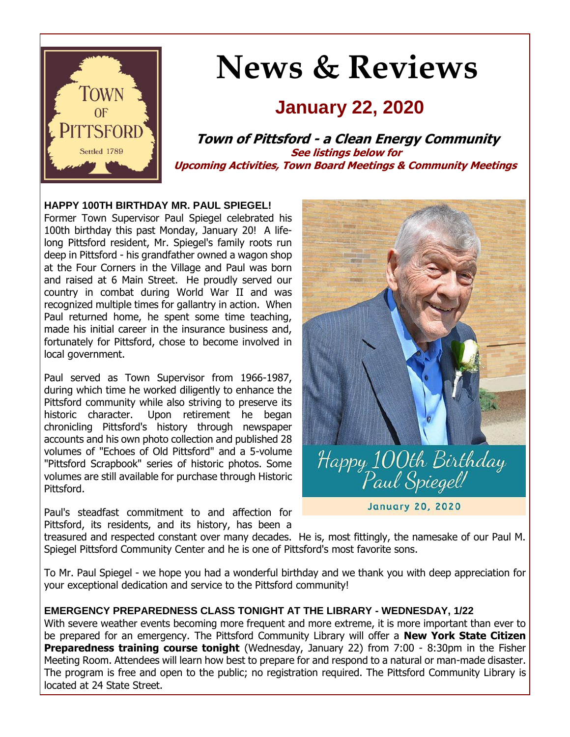# News & Reviews

## January 22, 2020

**Town of Pittsford - a Clean Energy Community**

**See listings below for**
**Upcoming Activities, Town Board Meetings & Community Meetings**

### HAPPY 100TH BIRTHDAY MR. PAUL SPIEGEL!

Former Town Supervisor Paul Spiegel celebrated his 100th birthday this past Monday, January 20! A life-long Pittsford resident, Mr. Spiegel's family roots run deep in Pittsford - his grandfather owned a wagon shop at the Four Corners in the Village and Paul was born and raised at 6 Main Street. He proudly served our country in combat during World War II and was recognized multiple times for gallantry in action. When Paul returned home, he spent some time teaching, made his initial career in the insurance business and, fortunately for Pittsford, chose to become involved in local government.

Paul served as Town Supervisor from 1966-1987, during which time he worked diligently to enhance the Pittsford community while also striving to preserve its historic character. Upon retirement he began chronicling Pittsford's history through newspaper accounts and his own photo collection and published 28 volumes of "Echoes of Old Pittsford" and a 5-volume "Pittsford Scrapbook" series of historic photos. Some volumes are still available for purchase through Historic Pittsford.

Happy 100th Birthday Paul Spiegel!
January 20, 2020

Paul's steadfast commitment to and affection for Pittsford, its residents, and its history, has been a treasured and respected constant over many decades. He is, most fittingly, the namesake of our Paul M. Spiegel Pittsford Community Center and he is one of Pittsford's most favorite sons.

To Mr. Paul Spiegel - we hope you had a wonderful birthday and we thank you with deep appreciation for your exceptional dedication and service to the Pittsford community!

### EMERGENCY PREPAREDNESS CLASS TONIGHT AT THE LIBRARY - WEDNESDAY, 1/22

With severe weather events becoming more frequent and more extreme, it is more important than ever to be prepared for an emergency. The Pittsford Community Library will offer a **New York State Citizen Preparedness training course tonight** (Wednesday, January 22) from 7:00 - 8:30pm in the Fisher Meeting Room. Attendees will learn how best to prepare for and respond to a natural or man-made disaster. The program is free and open to the public; no registration required. The Pittsford Community Library is located at 24 State Street.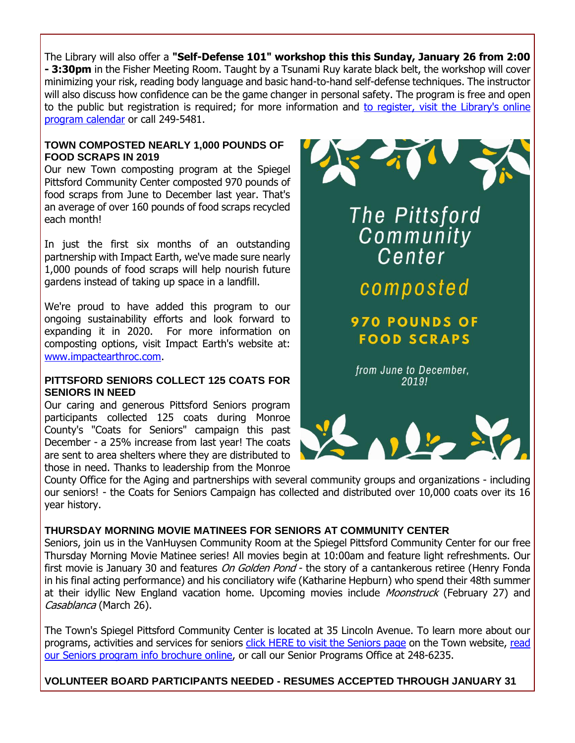The Library will also offer a **"Self-Defense 101" workshop this this Sunday, January 26 from 2:00 - 3:30pm** in the Fisher Meeting Room. Taught by a Tsunami Ruy karate black belt, the workshop will cover minimizing your risk, reading body language and basic hand-to-hand self-defense techniques. The instructor will also discuss how confidence can be the game changer in personal safety. The program is free and open to the public but registration is required; for more information and to register, visit the Library's online program calendar or call 249-5481.

**TOWN COMPOSTED NEARLY 1,000 POUNDS OF FOOD SCRAPS IN 2019**

Our new Town composting program at the Spiegel Pittsford Community Center composted 970 pounds of food scraps from June to December last year. That's an average of over 160 pounds of food scraps recycled each month!

In just the first six months of an outstanding partnership with Impact Earth, we've made sure nearly 1,000 pounds of food scraps will help nourish future gardens instead of taking up space in a landfill.

We're proud to have added this program to our ongoing sustainability efforts and look forward to expanding it in 2020. For more information on composting options, visit Impact Earth's website at: www.impactearthroc.com.

The Pittsford Community Center composted 970 POUNDS OF FOOD SCRAPS from June to December, 2019!

**PITTSFORD SENIORS COLLECT 125 COATS FOR SENIORS IN NEED**

Our caring and generous Pittsford Seniors program participants collected 125 coats during Monroe County's "Coats for Seniors" campaign this past December - a 25% increase from last year! The coats are sent to area shelters where they are distributed to those in need. Thanks to leadership from the Monroe County Office for the Aging and partnerships with several community groups and organizations - including our seniors! - the Coats for Seniors Campaign has collected and distributed over 10,000 coats over its 16 year history.

**THURSDAY MORNING MOVIE MATINEES FOR SENIORS AT COMMUNITY CENTER**

Seniors, join us in the VanHuysen Community Room at the Spiegel Pittsford Community Center for our free Thursday Morning Movie Matinee series! All movies begin at 10:00am and feature light refreshments. Our first movie is January 30 and features *On Golden Pond* - the story of a cantankerous retiree (Henry Fonda in his final acting performance) and his conciliatory wife (Katharine Hepburn) who spend their 48th summer at their idyllic New England vacation home. Upcoming movies include *Moonstruck* (February 27) and *Casablanca* (March 26).

The Town's Spiegel Pittsford Community Center is located at 35 Lincoln Avenue. To learn more about our programs, activities and services for seniors click HERE to visit the Seniors page on the Town website, read our Seniors program info brochure online, or call our Senior Programs Office at 248-6235.

**VOLUNTEER BOARD PARTICIPANTS NEEDED - RESUMES ACCEPTED THROUGH JANUARY 31**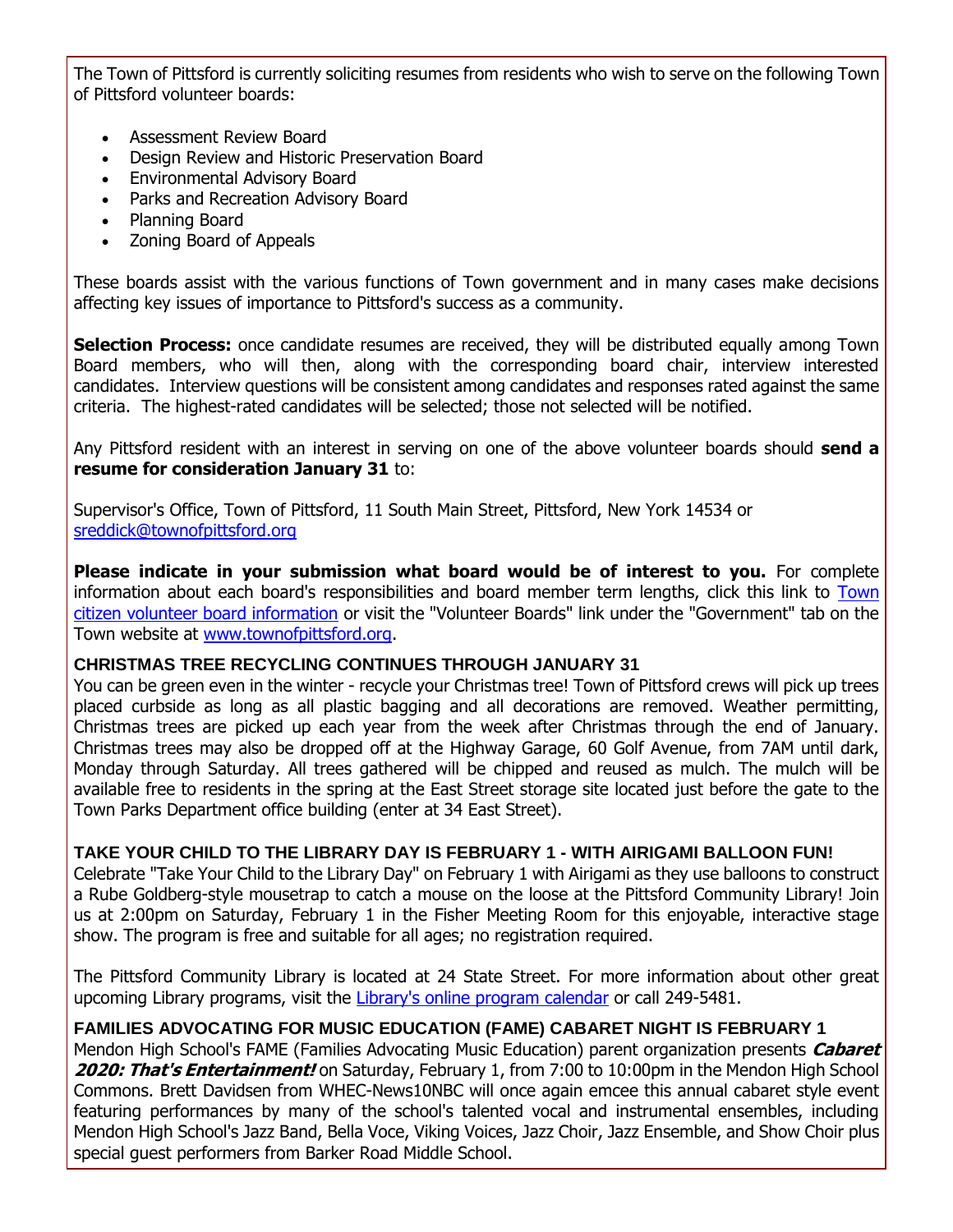The Town of Pittsford is currently soliciting resumes from residents who wish to serve on the following Town of Pittsford volunteer boards:

- Assessment Review Board
- Design Review and Historic Preservation Board
- Environmental Advisory Board
- Parks and Recreation Advisory Board
- Planning Board
- Zoning Board of Appeals

These boards assist with the various functions of Town government and in many cases make decisions affecting key issues of importance to Pittsford's success as a community.

**Selection Process:** once candidate resumes are received, they will be distributed equally among Town Board members, who will then, along with the corresponding board chair, interview interested candidates. Interview questions will be consistent among candidates and responses rated against the same criteria. The highest-rated candidates will be selected; those not selected will be notified.

Any Pittsford resident with an interest in serving on one of the above volunteer boards should **send a resume for consideration January 31** to:

Supervisor's Office, Town of Pittsford, 11 South Main Street, Pittsford, New York 14534 or sreddick@townofpittsford.org

**Please indicate in your submission what board would be of interest to you.** For complete information about each board's responsibilities and board member term lengths, click this link to Town citizen volunteer board information or visit the "Volunteer Boards" link under the "Government" tab on the Town website at www.townofpittsford.org.

### CHRISTMAS TREE RECYCLING CONTINUES THROUGH JANUARY 31

You can be green even in the winter - recycle your Christmas tree! Town of Pittsford crews will pick up trees placed curbside as long as all plastic bagging and all decorations are removed. Weather permitting, Christmas trees are picked up each year from the week after Christmas through the end of January. Christmas trees may also be dropped off at the Highway Garage, 60 Golf Avenue, from 7AM until dark, Monday through Saturday. All trees gathered will be chipped and reused as mulch. The mulch will be available free to residents in the spring at the East Street storage site located just before the gate to the Town Parks Department office building (enter at 34 East Street).

### TAKE YOUR CHILD TO THE LIBRARY DAY IS FEBRUARY 1 - WITH AIRIGAMI BALLOON FUN!

Celebrate "Take Your Child to the Library Day" on February 1 with Airigami as they use balloons to construct a Rube Goldberg-style mousetrap to catch a mouse on the loose at the Pittsford Community Library! Join us at 2:00pm on Saturday, February 1 in the Fisher Meeting Room for this enjoyable, interactive stage show. The program is free and suitable for all ages; no registration required.

The Pittsford Community Library is located at 24 State Street. For more information about other great upcoming Library programs, visit the Library's online program calendar or call 249-5481.

### FAMILIES ADVOCATING FOR MUSIC EDUCATION (FAME) CABARET NIGHT IS FEBRUARY 1

Mendon High School's FAME (Families Advocating Music Education) parent organization presents ***Cabaret 2020: That's Entertainment!*** on Saturday, February 1, from 7:00 to 10:00pm in the Mendon High School Commons. Brett Davidsen from WHEC-News10NBC will once again emcee this annual cabaret style event featuring performances by many of the school's talented vocal and instrumental ensembles, including Mendon High School's Jazz Band, Bella Voce, Viking Voices, Jazz Choir, Jazz Ensemble, and Show Choir plus special guest performers from Barker Road Middle School.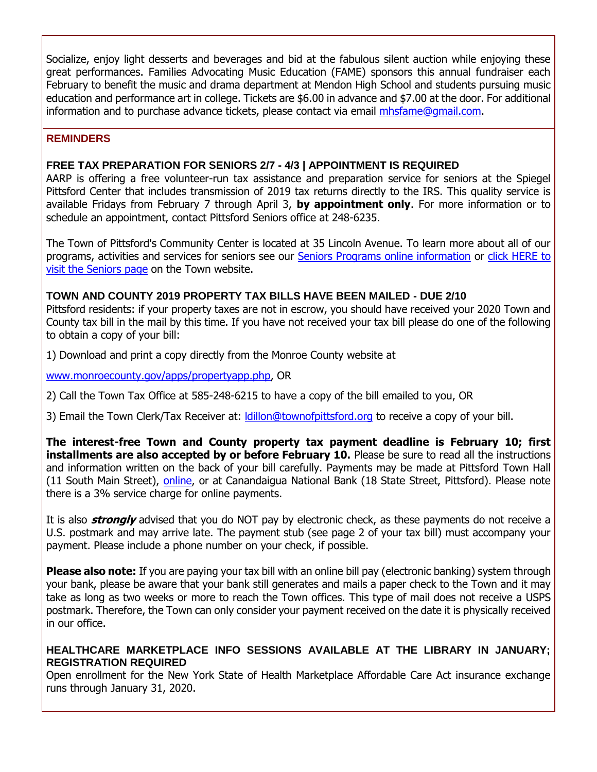Socialize, enjoy light desserts and beverages and bid at the fabulous silent auction while enjoying these great performances. Families Advocating Music Education (FAME) sponsors this annual fundraiser each February to benefit the music and drama department at Mendon High School and students pursuing music education and performance art in college. Tickets are $6.00 in advance and $7.00 at the door. For additional information and to purchase advance tickets, please contact via email mhsfame@gmail.com.

## REMINDERS

### FREE TAX PREPARATION FOR SENIORS 2/7 - 4/3 | APPOINTMENT IS REQUIRED

AARP is offering a free volunteer-run tax assistance and preparation service for seniors at the Spiegel Pittsford Center that includes transmission of 2019 tax returns directly to the IRS. This quality service is available Fridays from February 7 through April 3, **by appointment only**. For more information or to schedule an appointment, contact Pittsford Seniors office at 248-6235.

The Town of Pittsford's Community Center is located at 35 Lincoln Avenue. To learn more about all of our programs, activities and services for seniors see our Seniors Programs online information or click HERE to visit the Seniors page on the Town website.

### TOWN AND COUNTY 2019 PROPERTY TAX BILLS HAVE BEEN MAILED - DUE 2/10

Pittsford residents: if your property taxes are not in escrow, you should have received your 2020 Town and County tax bill in the mail by this time. If you have not received your tax bill please do one of the following to obtain a copy of your bill:

1) Download and print a copy directly from the Monroe County website at

www.monroecounty.gov/apps/propertyapp.php, OR

2) Call the Town Tax Office at 585-248-6215 to have a copy of the bill emailed to you, OR

3) Email the Town Clerk/Tax Receiver at: ldillon@townofpittsford.org to receive a copy of your bill.

**The interest-free Town and County property tax payment deadline is February 10; first installments are also accepted by or before February 10.** Please be sure to read all the instructions and information written on the back of your bill carefully. Payments may be made at Pittsford Town Hall (11 South Main Street), online, or at Canandaigua National Bank (18 State Street, Pittsford). Please note there is a 3% service charge for online payments.

It is also ***strongly*** advised that you do NOT pay by electronic check, as these payments do not receive a U.S. postmark and may arrive late. The payment stub (see page 2 of your tax bill) must accompany your payment. Please include a phone number on your check, if possible.

**Please also note:** If you are paying your tax bill with an online bill pay (electronic banking) system through your bank, please be aware that your bank still generates and mails a paper check to the Town and it may take as long as two weeks or more to reach the Town offices. This type of mail does not receive a USPS postmark. Therefore, the Town can only consider your payment received on the date it is physically received in our office.

### HEALTHCARE MARKETPLACE INFO SESSIONS AVAILABLE AT THE LIBRARY IN JANUARY; REGISTRATION REQUIRED

Open enrollment for the New York State of Health Marketplace Affordable Care Act insurance exchange runs through January 31, 2020.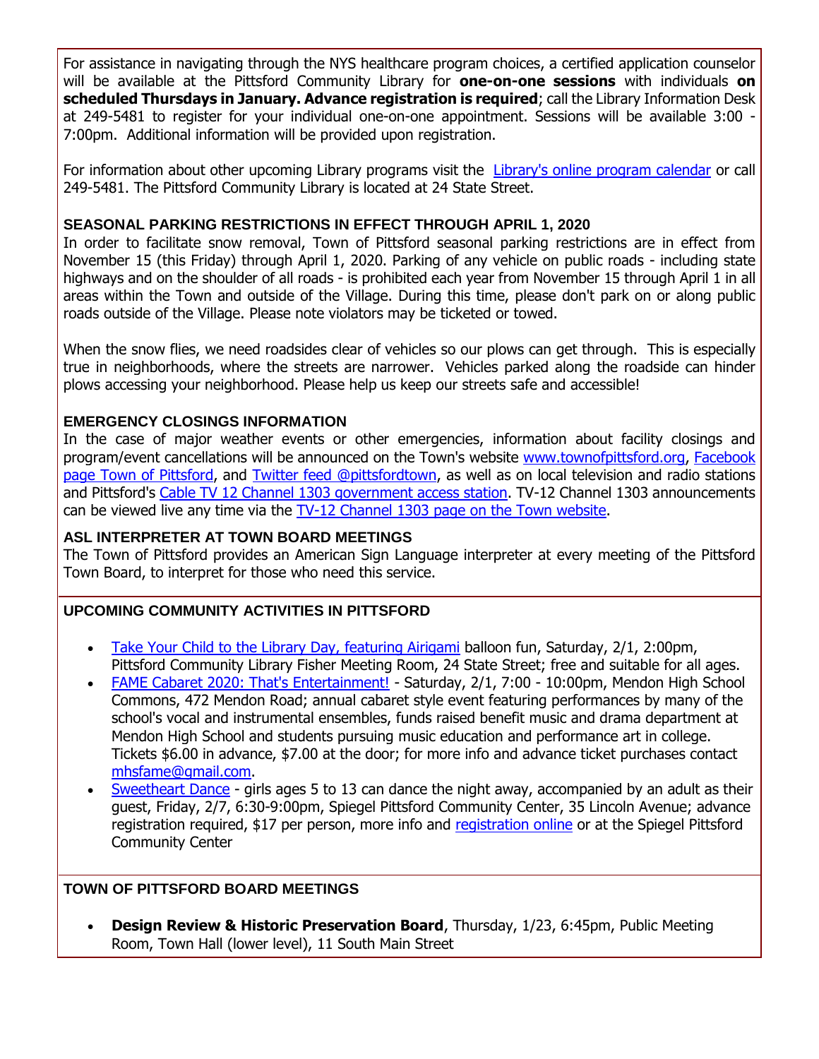For assistance in navigating through the NYS healthcare program choices, a certified application counselor will be available at the Pittsford Community Library for **one-on-one sessions** with individuals **on scheduled Thursdays in January. Advance registration is required**; call the Library Information Desk at 249-5481 to register for your individual one-on-one appointment. Sessions will be available 3:00 - 7:00pm. Additional information will be provided upon registration.

For information about other upcoming Library programs visit the [Library's online program calendar]() or call 249-5481. The Pittsford Community Library is located at 24 State Street.

### SEASONAL PARKING RESTRICTIONS IN EFFECT THROUGH APRIL 1, 2020

In order to facilitate snow removal, Town of Pittsford seasonal parking restrictions are in effect from November 15 (this Friday) through April 1, 2020. Parking of any vehicle on public roads - including state highways and on the shoulder of all roads - is prohibited each year from November 15 through April 1 in all areas within the Town and outside of the Village. During this time, please don't park on or along public roads outside of the Village. Please note violators may be ticketed or towed.

When the snow flies, we need roadsides clear of vehicles so our plows can get through. This is especially true in neighborhoods, where the streets are narrower. Vehicles parked along the roadside can hinder plows accessing your neighborhood. Please help us keep our streets safe and accessible!

### EMERGENCY CLOSINGS INFORMATION

In the case of major weather events or other emergencies, information about facility closings and program/event cancellations will be announced on the Town's website www.townofpittsford.org, Facebook page Town of Pittsford, and Twitter feed @pittsfordtown, as well as on local television and radio stations and Pittsford's Cable TV 12 Channel 1303 government access station. TV-12 Channel 1303 announcements can be viewed live any time via the TV-12 Channel 1303 page on the Town website.

### ASL INTERPRETER AT TOWN BOARD MEETINGS

The Town of Pittsford provides an American Sign Language interpreter at every meeting of the Pittsford Town Board, to interpret for those who need this service.

### UPCOMING COMMUNITY ACTIVITIES IN PITTSFORD

- Take Your Child to the Library Day, featuring Airigami balloon fun, Saturday, 2/1, 2:00pm, Pittsford Community Library Fisher Meeting Room, 24 State Street; free and suitable for all ages.
- FAME Cabaret 2020: That's Entertainment! - Saturday, 2/1, 7:00 - 10:00pm, Mendon High School Commons, 472 Mendon Road; annual cabaret style event featuring performances by many of the school's vocal and instrumental ensembles, funds raised benefit music and drama department at Mendon High School and students pursuing music education and performance art in college. Tickets $6.00 in advance, $7.00 at the door; for more info and advance ticket purchases contact mhsfame@gmail.com.
- Sweetheart Dance - girls ages 5 to 13 can dance the night away, accompanied by an adult as their guest, Friday, 2/7, 6:30-9:00pm, Spiegel Pittsford Community Center, 35 Lincoln Avenue; advance registration required, $17 per person, more info and registration online or at the Spiegel Pittsford Community Center

### TOWN OF PITTSFORD BOARD MEETINGS

- **Design Review & Historic Preservation Board**, Thursday, 1/23, 6:45pm, Public Meeting Room, Town Hall (lower level), 11 South Main Street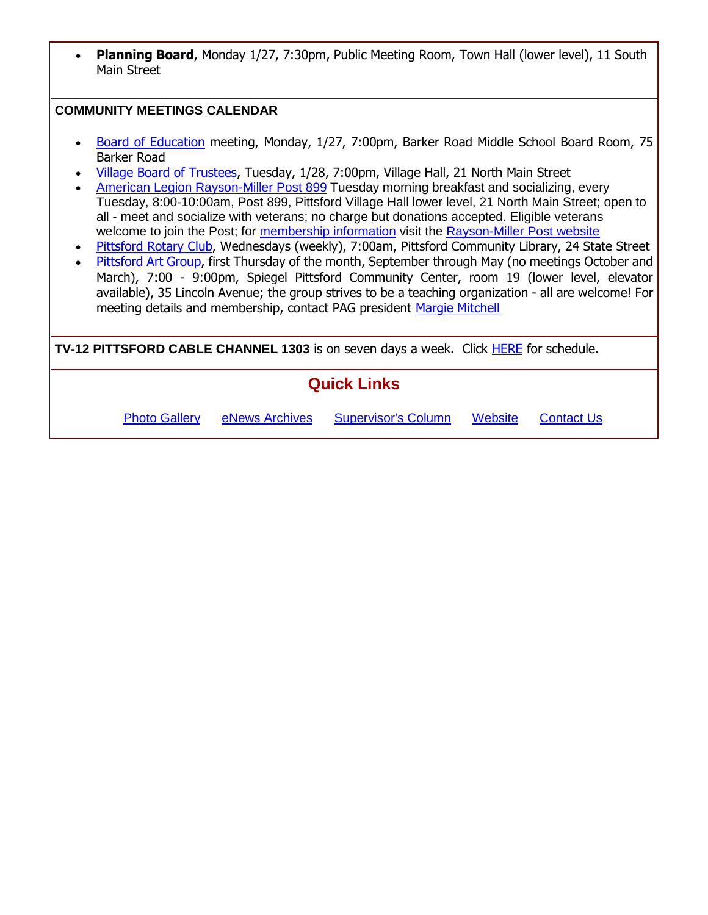- **Planning Board**, Monday 1/27, 7:30pm, Public Meeting Room, Town Hall (lower level), 11 South Main Street

**COMMUNITY MEETINGS CALENDAR**

- Board of Education meeting, Monday, 1/27, 7:00pm, Barker Road Middle School Board Room, 75 Barker Road
- Village Board of Trustees, Tuesday, 1/28, 7:00pm, Village Hall, 21 North Main Street
- American Legion Rayson-Miller Post 899 Tuesday morning breakfast and socializing, every Tuesday, 8:00-10:00am, Post 899, Pittsford Village Hall lower level, 21 North Main Street; open to all - meet and socialize with veterans; no charge but donations accepted. Eligible veterans welcome to join the Post; for membership information visit the Rayson-Miller Post website
- Pittsford Rotary Club, Wednesdays (weekly), 7:00am, Pittsford Community Library, 24 State Street
- Pittsford Art Group, first Thursday of the month, September through May (no meetings October and March), 7:00 - 9:00pm, Spiegel Pittsford Community Center, room 19 (lower level, elevator available), 35 Lincoln Avenue; the group strives to be a teaching organization - all are welcome! For meeting details and membership, contact PAG president Margie Mitchell

**TV-12 PITTSFORD CABLE CHANNEL 1303** is on seven days a week. Click HERE for schedule.

## Quick Links

Photo Gallery | eNews Archives | Supervisor's Column | Website | Contact Us